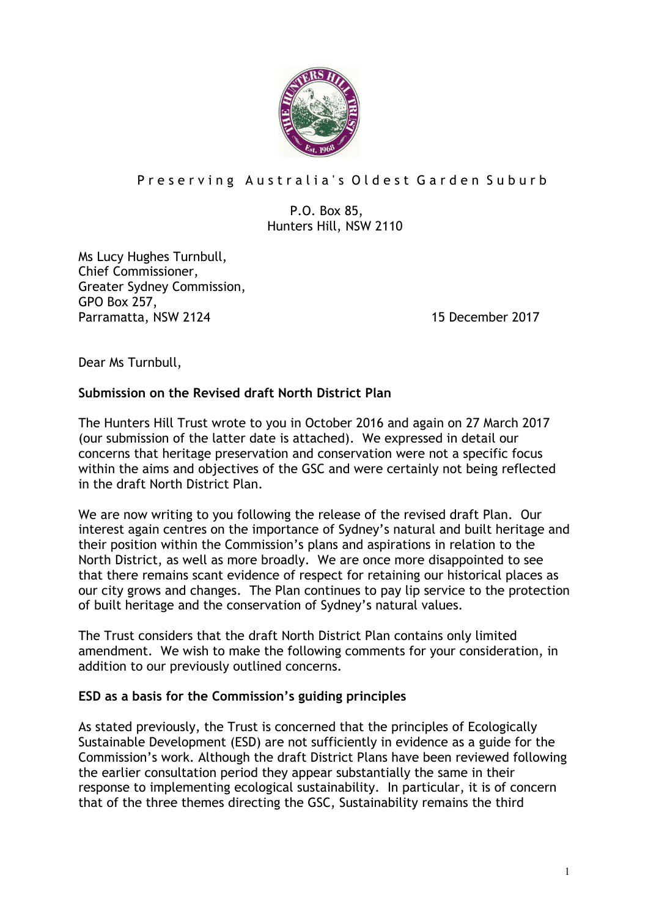Preserving Australia's Oldest Garden Suburb

P.O. Box 85,
Hunters Hill, NSW 2110

Ms Lucy Hughes Turnbull,
Chief Commissioner,
Greater Sydney Commission,
GPO Box 257,
Parramatta, NSW 2124

15 December 2017

Dear Ms Turnbull,

**Submission on the Revised draft North District Plan**

The Hunters Hill Trust wrote to you in October 2016 and again on 27 March 2017 (our submission of the latter date is attached). We expressed in detail our concerns that heritage preservation and conservation were not a specific focus within the aims and objectives of the GSC and were certainly not being reflected in the draft North District Plan.

We are now writing to you following the release of the revised draft Plan. Our interest again centres on the importance of Sydney's natural and built heritage and their position within the Commission's plans and aspirations in relation to the North District, as well as more broadly. We are once more disappointed to see that there remains scant evidence of respect for retaining our historical places as our city grows and changes. The Plan continues to pay lip service to the protection of built heritage and the conservation of Sydney's natural values.

The Trust considers that the draft North District Plan contains only limited amendment. We wish to make the following comments for your consideration, in addition to our previously outlined concerns.

**ESD as a basis for the Commission's guiding principles**

As stated previously, the Trust is concerned that the principles of Ecologically Sustainable Development (ESD) are not sufficiently in evidence as a guide for the Commission's work. Although the draft District Plans have been reviewed following the earlier consultation period they appear substantially the same in their response to implementing ecological sustainability. In particular, it is of concern that of the three themes directing the GSC, Sustainability remains the third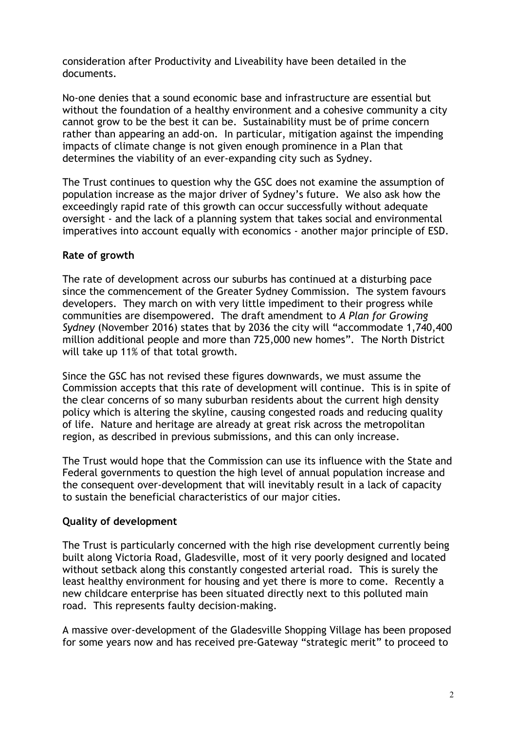consideration after Productivity and Liveability have been detailed in the documents.

No-one denies that a sound economic base and infrastructure are essential but without the foundation of a healthy environment and a cohesive community a city cannot grow to be the best it can be. Sustainability must be of prime concern rather than appearing an add-on. In particular, mitigation against the impending impacts of climate change is not given enough prominence in a Plan that determines the viability of an ever-expanding city such as Sydney.

The Trust continues to question why the GSC does not examine the assumption of population increase as the major driver of Sydney's future. We also ask how the exceedingly rapid rate of this growth can occur successfully without adequate oversight - and the lack of a planning system that takes social and environmental imperatives into account equally with economics - another major principle of ESD.

**Rate of growth**

The rate of development across our suburbs has continued at a disturbing pace since the commencement of the Greater Sydney Commission. The system favours developers. They march on with very little impediment to their progress while communities are disempowered. The draft amendment to *A Plan for Growing Sydney* (November 2016) states that by 2036 the city will "accommodate 1,740,400 million additional people and more than 725,000 new homes". The North District will take up 11% of that total growth.

Since the GSC has not revised these figures downwards, we must assume the Commission accepts that this rate of development will continue. This is in spite of the clear concerns of so many suburban residents about the current high density policy which is altering the skyline, causing congested roads and reducing quality of life. Nature and heritage are already at great risk across the metropolitan region, as described in previous submissions, and this can only increase.

The Trust would hope that the Commission can use its influence with the State and Federal governments to question the high level of annual population increase and the consequent over-development that will inevitably result in a lack of capacity to sustain the beneficial characteristics of our major cities.

**Quality of development**

The Trust is particularly concerned with the high rise development currently being built along Victoria Road, Gladesville, most of it very poorly designed and located without setback along this constantly congested arterial road. This is surely the least healthy environment for housing and yet there is more to come. Recently a new childcare enterprise has been situated directly next to this polluted main road. This represents faulty decision-making.

A massive over-development of the Gladesville Shopping Village has been proposed for some years now and has received pre-Gateway "strategic merit" to proceed to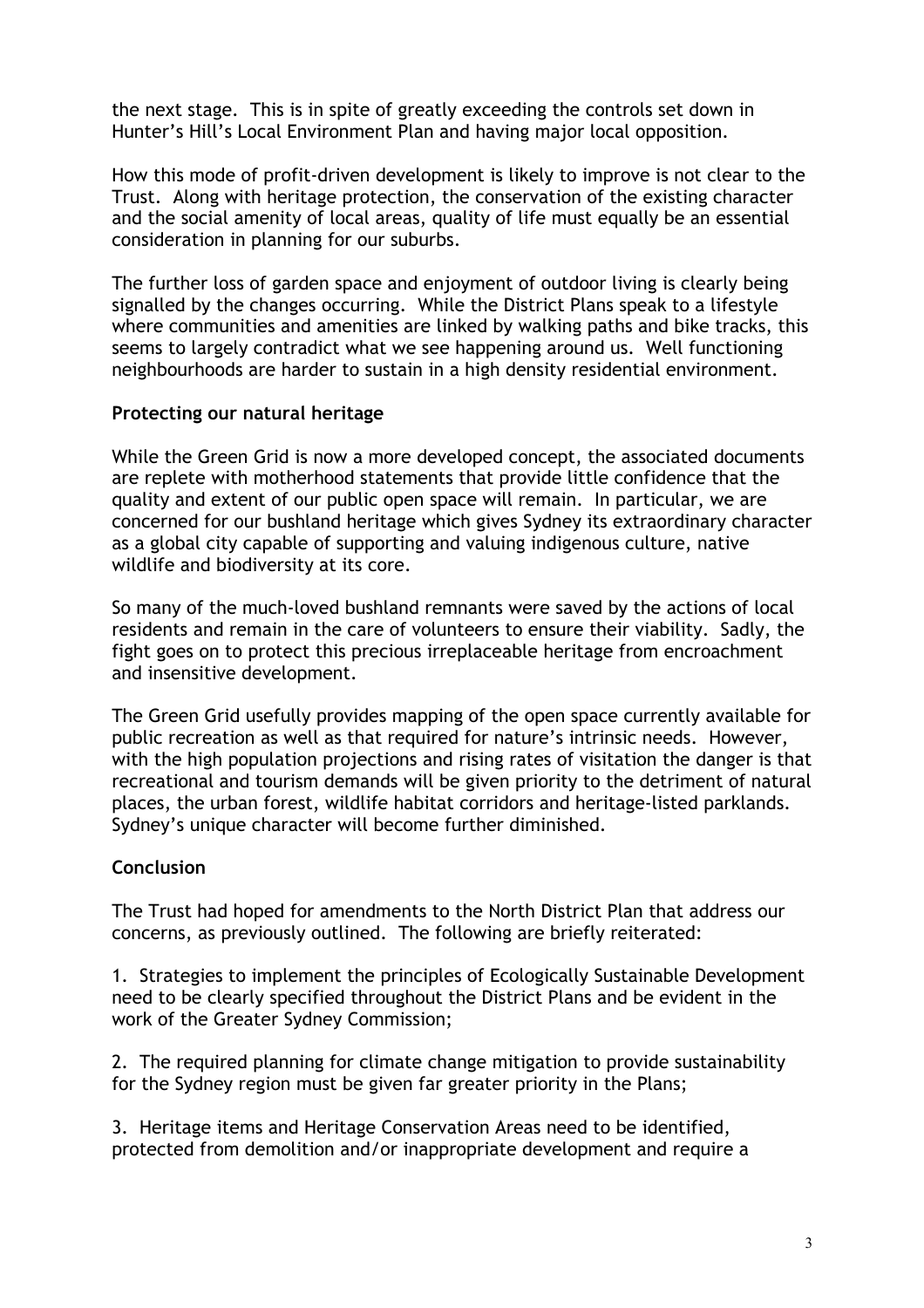the next stage. This is in spite of greatly exceeding the controls set down in Hunter's Hill's Local Environment Plan and having major local opposition.

How this mode of profit-driven development is likely to improve is not clear to the Trust. Along with heritage protection, the conservation of the existing character and the social amenity of local areas, quality of life must equally be an essential consideration in planning for our suburbs.

The further loss of garden space and enjoyment of outdoor living is clearly being signalled by the changes occurring. While the District Plans speak to a lifestyle where communities and amenities are linked by walking paths and bike tracks, this seems to largely contradict what we see happening around us. Well functioning neighbourhoods are harder to sustain in a high density residential environment.

**Protecting our natural heritage**

While the Green Grid is now a more developed concept, the associated documents are replete with motherhood statements that provide little confidence that the quality and extent of our public open space will remain. In particular, we are concerned for our bushland heritage which gives Sydney its extraordinary character as a global city capable of supporting and valuing indigenous culture, native wildlife and biodiversity at its core.

So many of the much-loved bushland remnants were saved by the actions of local residents and remain in the care of volunteers to ensure their viability. Sadly, the fight goes on to protect this precious irreplaceable heritage from encroachment and insensitive development.

The Green Grid usefully provides mapping of the open space currently available for public recreation as well as that required for nature's intrinsic needs. However, with the high population projections and rising rates of visitation the danger is that recreational and tourism demands will be given priority to the detriment of natural places, the urban forest, wildlife habitat corridors and heritage-listed parklands. Sydney's unique character will become further diminished.

**Conclusion**

The Trust had hoped for amendments to the North District Plan that address our concerns, as previously outlined. The following are briefly reiterated:

1. Strategies to implement the principles of Ecologically Sustainable Development need to be clearly specified throughout the District Plans and be evident in the work of the Greater Sydney Commission;

2. The required planning for climate change mitigation to provide sustainability for the Sydney region must be given far greater priority in the Plans;

3. Heritage items and Heritage Conservation Areas need to be identified, protected from demolition and/or inappropriate development and require a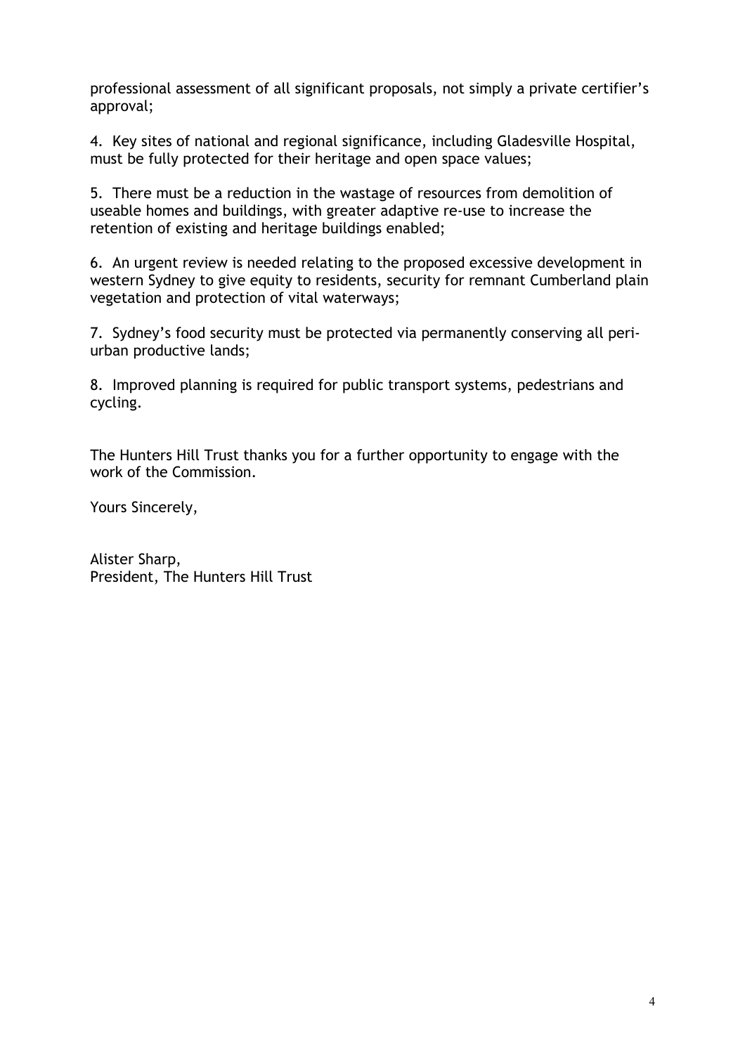professional assessment of all significant proposals, not simply a private certifier's approval;

4. Key sites of national and regional significance, including Gladesville Hospital, must be fully protected for their heritage and open space values;

5. There must be a reduction in the wastage of resources from demolition of useable homes and buildings, with greater adaptive re-use to increase the retention of existing and heritage buildings enabled;

6. An urgent review is needed relating to the proposed excessive development in western Sydney to give equity to residents, security for remnant Cumberland plain vegetation and protection of vital waterways;

7. Sydney's food security must be protected via permanently conserving all peri-urban productive lands;

8. Improved planning is required for public transport systems, pedestrians and cycling.

The Hunters Hill Trust thanks you for a further opportunity to engage with the work of the Commission.

Yours Sincerely,

Alister Sharp,
President, The Hunters Hill Trust